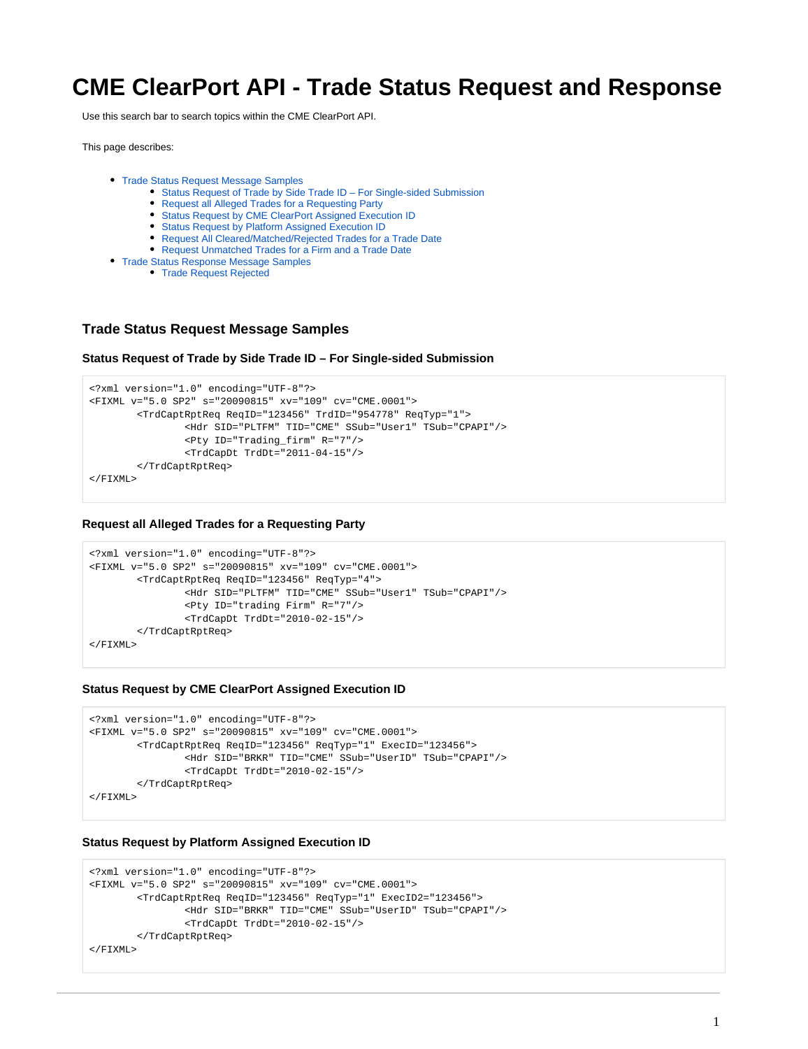# CME ClearPort API - Trade Status Request and Response

Use this search bar to search topics within the CME ClearPort API.

This page describes:

- Trade Status Request Message Samples
  - Status Request of Trade by Side Trade ID – For Single-sided Submission
  - Request all Alleged Trades for a Requesting Party
  - Status Request by CME ClearPort Assigned Execution ID
  - Status Request by Platform Assigned Execution ID
  - Request All Cleared/Matched/Rejected Trades for a Trade Date
  - Request Unmatched Trades for a Firm and a Trade Date
- Trade Status Response Message Samples
  - Trade Request Rejected

## Trade Status Request Message Samples

### Status Request of Trade by Side Trade ID – For Single-sided Submission

```
<?xml version="1.0" encoding="UTF-8"?>
<FIXML v="5.0 SP2" s="20090815" xv="109" cv="CME.0001">
        <TrdCaptRptReq ReqID="123456" TrdID="954778" ReqTyp="1">
                <Hdr SID="PLTFM" TID="CME" SSub="User1" TSub="CPAPI"/>
                <Pty ID="Trading_firm" R="7"/>
                <TrdCapDt TrdDt="2011-04-15"/>
        </TrdCaptRptReq>
</FIXML>
```

### Request all Alleged Trades for a Requesting Party

```
<?xml version="1.0" encoding="UTF-8"?>
<FIXML v="5.0 SP2" s="20090815" xv="109" cv="CME.0001">
        <TrdCaptRptReq ReqID="123456" ReqTyp="4">
                <Hdr SID="PLTFM" TID="CME" SSub="User1" TSub="CPAPI"/>
                <Pty ID="trading Firm" R="7"/>
                <TrdCapDt TrdDt="2010-02-15"/>
        </TrdCaptRptReq>
</FIXML>
```

### Status Request by CME ClearPort Assigned Execution ID

```
<?xml version="1.0" encoding="UTF-8"?>
<FIXML v="5.0 SP2" s="20090815" xv="109" cv="CME.0001">
        <TrdCaptRptReq ReqID="123456" ReqTyp="1" ExecID="123456">
                <Hdr SID="BRKR" TID="CME" SSub="UserID" TSub="CPAPI"/>
                <TrdCapDt TrdDt="2010-02-15"/>
        </TrdCaptRptReq>
</FIXML>
```

### Status Request by Platform Assigned Execution ID

```
<?xml version="1.0" encoding="UTF-8"?>
<FIXML v="5.0 SP2" s="20090815" xv="109" cv="CME.0001">
        <TrdCaptRptReq ReqID="123456" ReqTyp="1" ExecID2="123456">
                <Hdr SID="BRKR" TID="CME" SSub="UserID" TSub="CPAPI"/>
                <TrdCapDt TrdDt="2010-02-15"/>
        </TrdCaptRptReq>
</FIXML>
```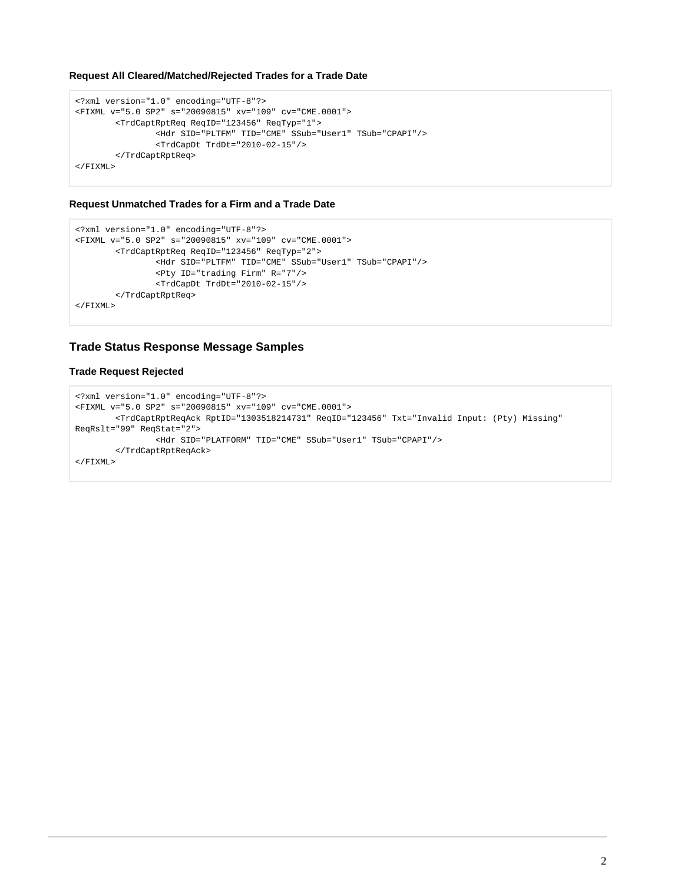#### Request All Cleared/Matched/Rejected Trades for a Trade Date

```
<?xml version="1.0" encoding="UTF-8"?>
<FIXML v="5.0 SP2" s="20090815" xv="109" cv="CME.0001">
        <TrdCaptRptReq ReqID="123456" ReqTyp="1">
                <Hdr SID="PLTFM" TID="CME" SSub="User1" TSub="CPAPI"/>
                <TrdCapDt TrdDt="2010-02-15"/>
        </TrdCaptRptReq>
</FIXML>
```

#### Request Unmatched Trades for a Firm and a Trade Date

```
<?xml version="1.0" encoding="UTF-8"?>
<FIXML v="5.0 SP2" s="20090815" xv="109" cv="CME.0001">
        <TrdCaptRptReq ReqID="123456" ReqTyp="2">
                <Hdr SID="PLTFM" TID="CME" SSub="User1" TSub="CPAPI"/>
                <Pty ID="trading Firm" R="7"/>
                <TrdCapDt TrdDt="2010-02-15"/>
        </TrdCaptRptReq>
</FIXML>
```

### Trade Status Response Message Samples

#### Trade Request Rejected

```
<?xml version="1.0" encoding="UTF-8"?>
<FIXML v="5.0 SP2" s="20090815" xv="109" cv="CME.0001">
        <TrdCaptRptReqAck RptID="1303518214731" ReqID="123456" Txt="Invalid Input: (Pty) Missing"
ReqRslt="99" ReqStat="2">
                <Hdr SID="PLATFORM" TID="CME" SSub="User1" TSub="CPAPI"/>
        </TrdCaptRptReqAck>
</FIXML>
```